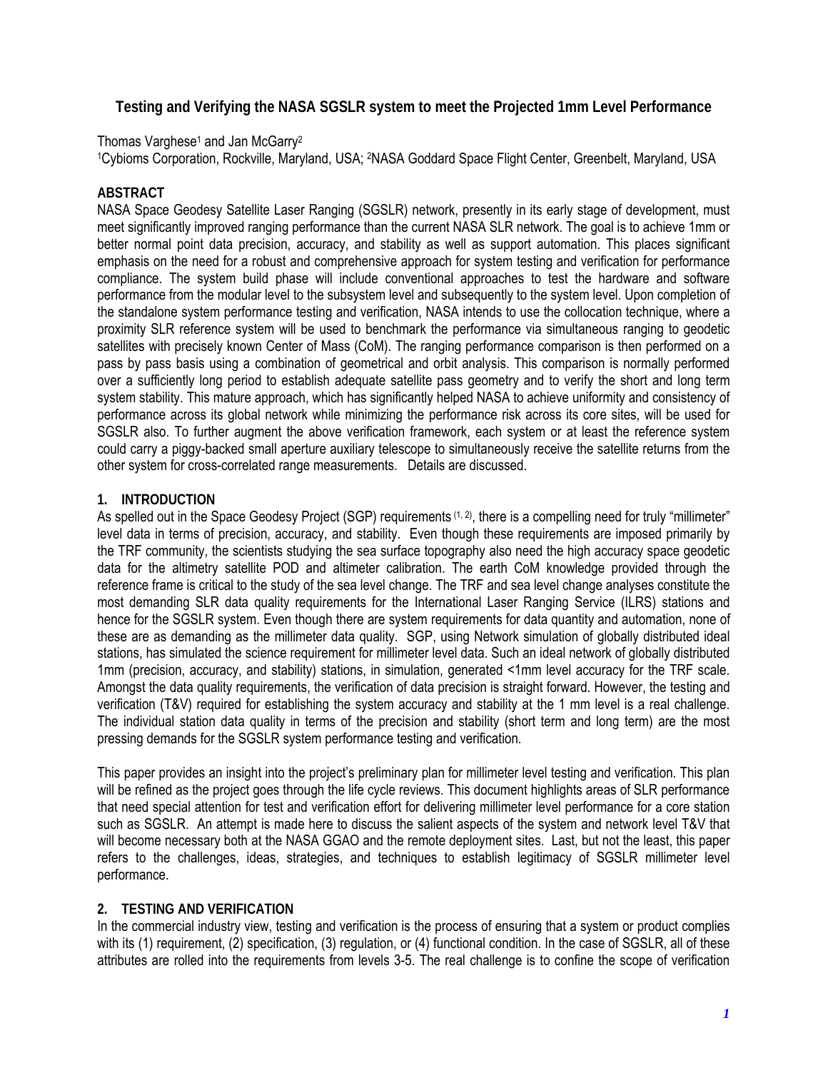# Testing and Verifying the NASA SGSLR system to meet the Projected 1mm Level Performance

Thomas Varghese[1] and Jan McGarry[2]

[1]Cybioms Corporation, Rockville, Maryland, USA; [2]NASA Goddard Space Flight Center, Greenbelt, Maryland, USA

## ABSTRACT

NASA Space Geodesy Satellite Laser Ranging (SGSLR) network, presently in its early stage of development, must meet significantly improved ranging performance than the current NASA SLR network. The goal is to achieve 1mm or better normal point data precision, accuracy, and stability as well as support automation. This places significant emphasis on the need for a robust and comprehensive approach for system testing and verification for performance compliance. The system build phase will include conventional approaches to test the hardware and software performance from the modular level to the subsystem level and subsequently to the system level. Upon completion of the standalone system performance testing and verification, NASA intends to use the collocation technique, where a proximity SLR reference system will be used to benchmark the performance via simultaneous ranging to geodetic satellites with precisely known Center of Mass (CoM). The ranging performance comparison is then performed on a pass by pass basis using a combination of geometrical and orbit analysis. This comparison is normally performed over a sufficiently long period to establish adequate satellite pass geometry and to verify the short and long term system stability. This mature approach, which has significantly helped NASA to achieve uniformity and consistency of performance across its global network while minimizing the performance risk across its core sites, will be used for SGSLR also. To further augment the above verification framework, each system or at least the reference system could carry a piggy-backed small aperture auxiliary telescope to simultaneously receive the satellite returns from the other system for cross-correlated range measurements. Details are discussed.

## 1. INTRODUCTION

As spelled out in the Space Geodesy Project (SGP) requirements [1, 2], there is a compelling need for truly "millimeter" level data in terms of precision, accuracy, and stability. Even though these requirements are imposed primarily by the TRF community, the scientists studying the sea surface topography also need the high accuracy space geodetic data for the altimetry satellite POD and altimeter calibration. The earth CoM knowledge provided through the reference frame is critical to the study of the sea level change. The TRF and sea level change analyses constitute the most demanding SLR data quality requirements for the International Laser Ranging Service (ILRS) stations and hence for the SGSLR system. Even though there are system requirements for data quantity and automation, none of these are as demanding as the millimeter data quality. SGP, using Network simulation of globally distributed ideal stations, has simulated the science requirement for millimeter level data. Such an ideal network of globally distributed 1mm (precision, accuracy, and stability) stations, in simulation, generated <1mm level accuracy for the TRF scale. Amongst the data quality requirements, the verification of data precision is straight forward. However, the testing and verification (T&V) required for establishing the system accuracy and stability at the 1 mm level is a real challenge. The individual station data quality in terms of the precision and stability (short term and long term) are the most pressing demands for the SGSLR system performance testing and verification.

This paper provides an insight into the project's preliminary plan for millimeter level testing and verification. This plan will be refined as the project goes through the life cycle reviews. This document highlights areas of SLR performance that need special attention for test and verification effort for delivering millimeter level performance for a core station such as SGSLR. An attempt is made here to discuss the salient aspects of the system and network level T&V that will become necessary both at the NASA GGAO and the remote deployment sites. Last, but not the least, this paper refers to the challenges, ideas, strategies, and techniques to establish legitimacy of SGSLR millimeter level performance.

## 2. TESTING AND VERIFICATION

In the commercial industry view, testing and verification is the process of ensuring that a system or product complies with its (1) requirement, (2) specification, (3) regulation, or (4) functional condition. In the case of SGSLR, all of these attributes are rolled into the requirements from levels 3-5. The real challenge is to confine the scope of verification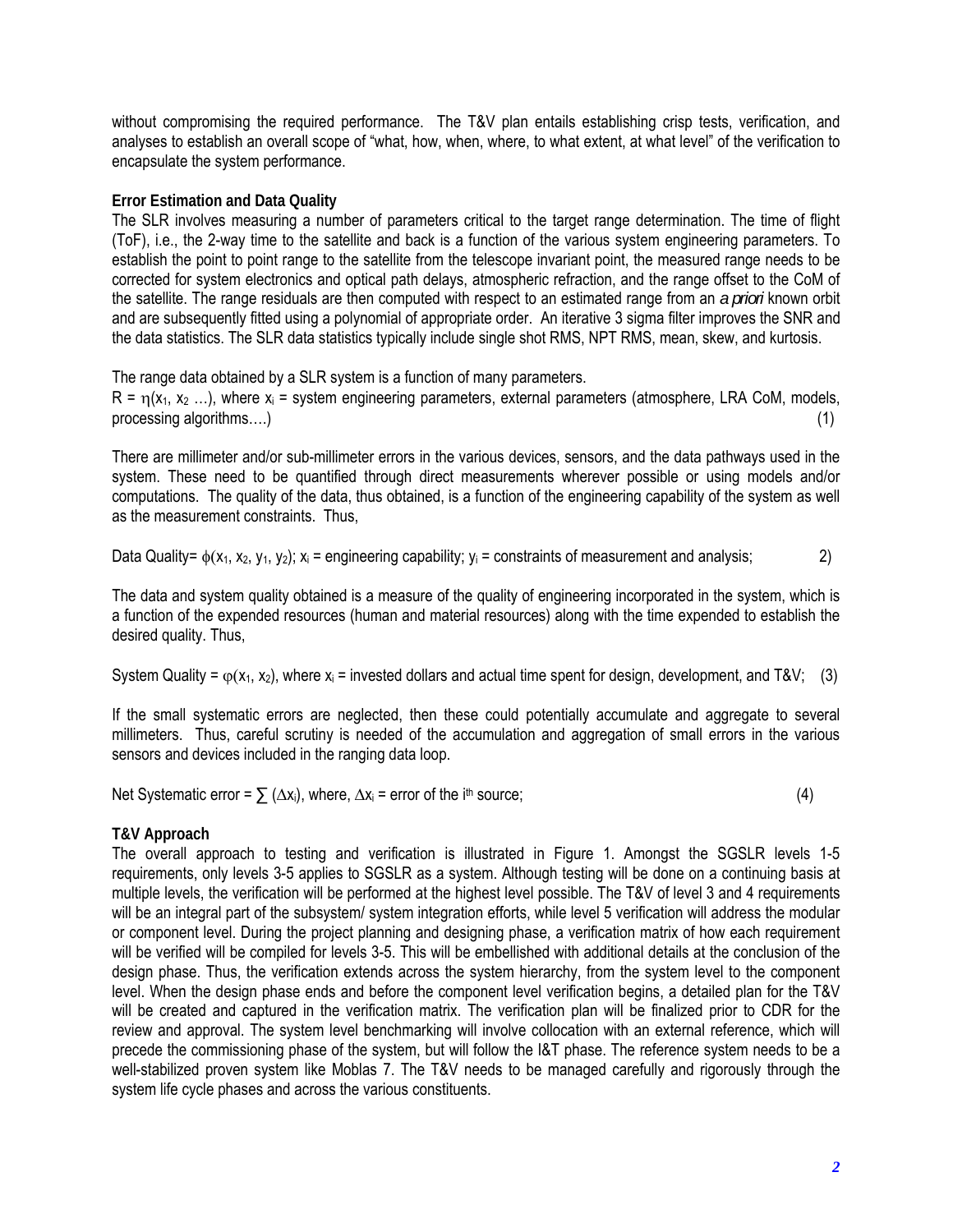without compromising the required performance. The T&V plan entails establishing crisp tests, verification, and analyses to establish an overall scope of "what, how, when, where, to what extent, at what level" of the verification to encapsulate the system performance.

**Error Estimation and Data Quality**

The SLR involves measuring a number of parameters critical to the target range determination. The time of flight (ToF), i.e., the 2-way time to the satellite and back is a function of the various system engineering parameters. To establish the point to point range to the satellite from the telescope invariant point, the measured range needs to be corrected for system electronics and optical path delays, atmospheric refraction, and the range offset to the CoM of the satellite. The range residuals are then computed with respect to an estimated range from an *a priori* known orbit and are subsequently fitted using a polynomial of appropriate order. An iterative 3 sigma filter improves the SNR and the data statistics. The SLR data statistics typically include single shot RMS, NPT RMS, mean, skew, and kurtosis.

The range data obtained by a SLR system is a function of many parameters.

$R = \eta(x_1, x_2 \ldots)$, where $x_i$ = system engineering parameters, external parameters (atmosphere, LRA CoM, models, processing algorithms….) (1)

There are millimeter and/or sub-millimeter errors in the various devices, sensors, and the data pathways used in the system. These need to be quantified through direct measurements wherever possible or using models and/or computations. The quality of the data, thus obtained, is a function of the engineering capability of the system as well as the measurement constraints. Thus,

Data Quality= $\phi(x_1, x_2, y_1, y_2)$; $x_i$ = engineering capability; $y_i$ = constraints of measurement and analysis; 2)

The data and system quality obtained is a measure of the quality of engineering incorporated in the system, which is a function of the expended resources (human and material resources) along with the time expended to establish the desired quality. Thus,

System Quality = $\varphi(x_1, x_2)$, where $x_i$ = invested dollars and actual time spent for design, development, and T&V; (3)

If the small systematic errors are neglected, then these could potentially accumulate and aggregate to several millimeters. Thus, careful scrutiny is needed of the accumulation and aggregation of small errors in the various sensors and devices included in the ranging data loop.

Net Systematic error = $\sum (\Delta x_i)$, where, $\Delta x_i$ = error of the $i^{th}$ source; (4)

**T&V Approach**

The overall approach to testing and verification is illustrated in Figure 1. Amongst the SGSLR levels 1-5 requirements, only levels 3-5 applies to SGSLR as a system. Although testing will be done on a continuing basis at multiple levels, the verification will be performed at the highest level possible. The T&V of level 3 and 4 requirements will be an integral part of the subsystem/ system integration efforts, while level 5 verification will address the modular or component level. During the project planning and designing phase, a verification matrix of how each requirement will be verified will be compiled for levels 3-5. This will be embellished with additional details at the conclusion of the design phase. Thus, the verification extends across the system hierarchy, from the system level to the component level. When the design phase ends and before the component level verification begins, a detailed plan for the T&V will be created and captured in the verification matrix. The verification plan will be finalized prior to CDR for the review and approval. The system level benchmarking will involve collocation with an external reference, which will precede the commissioning phase of the system, but will follow the I&T phase. The reference system needs to be a well-stabilized proven system like Moblas 7. The T&V needs to be managed carefully and rigorously through the system life cycle phases and across the various constituents.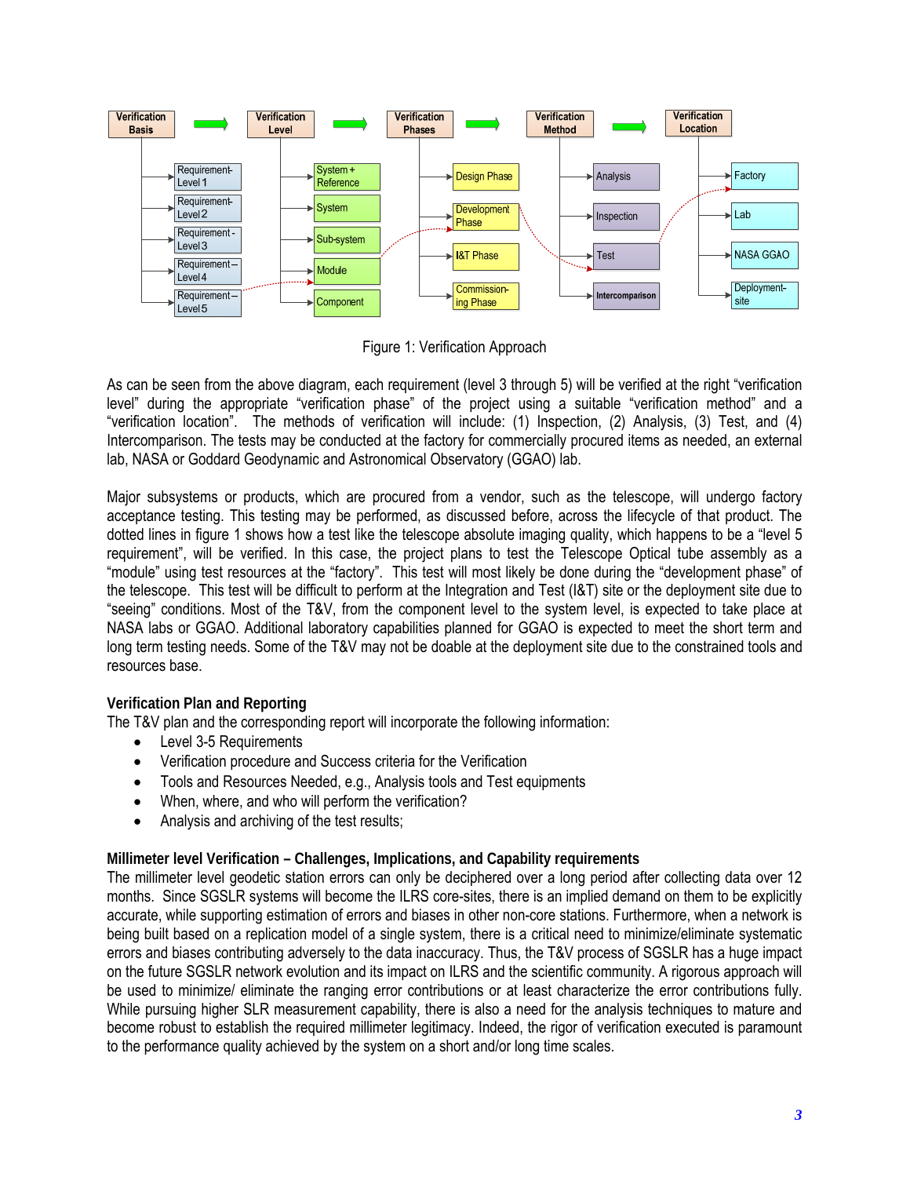Verification Basis → Verification Level → Verification Phases → Verification Method → Verification Location

| Verification Basis | Verification Level | Verification Phases | Verification Method | Verification Location |
|---|---|---|---|---|
| Requirement-Level 1 | System + Reference | Design Phase | Analysis | Factory |
| Requirement-Level 2 | System | Development Phase | Inspection | Lab |
| Requirement - Level 3 | Sub-system | I&T Phase | Test | NASA GGAO |
| Requirement – Level 4 | Module | Commission-ing Phase | Intercomparison | Deployment-site |
| Requirement – Level 5 | Component | | | |

Figure 1: Verification Approach

As can be seen from the above diagram, each requirement (level 3 through 5) will be verified at the right "verification level" during the appropriate "verification phase" of the project using a suitable "verification method" and a "verification location". The methods of verification will include: (1) Inspection, (2) Analysis, (3) Test, and (4) Intercomparison. The tests may be conducted at the factory for commercially procured items as needed, an external lab, NASA or Goddard Geodynamic and Astronomical Observatory (GGAO) lab.

Major subsystems or products, which are procured from a vendor, such as the telescope, will undergo factory acceptance testing. This testing may be performed, as discussed before, across the lifecycle of that product. The dotted lines in figure 1 shows how a test like the telescope absolute imaging quality, which happens to be a "level 5 requirement", will be verified. In this case, the project plans to test the Telescope Optical tube assembly as a "module" using test resources at the "factory". This test will most likely be done during the "development phase" of the telescope. This test will be difficult to perform at the Integration and Test (I&T) site or the deployment site due to "seeing" conditions. Most of the T&V, from the component level to the system level, is expected to take place at NASA labs or GGAO. Additional laboratory capabilities planned for GGAO is expected to meet the short term and long term testing needs. Some of the T&V may not be doable at the deployment site due to the constrained tools and resources base.

**Verification Plan and Reporting**

The T&V plan and the corresponding report will incorporate the following information:

- Level 3-5 Requirements
- Verification procedure and Success criteria for the Verification
- Tools and Resources Needed, e.g., Analysis tools and Test equipments
- When, where, and who will perform the verification?
- Analysis and archiving of the test results;

**Millimeter level Verification – Challenges, Implications, and Capability requirements**

The millimeter level geodetic station errors can only be deciphered over a long period after collecting data over 12 months. Since SGSLR systems will become the ILRS core-sites, there is an implied demand on them to be explicitly accurate, while supporting estimation of errors and biases in other non-core stations. Furthermore, when a network is being built based on a replication model of a single system, there is a critical need to minimize/eliminate systematic errors and biases contributing adversely to the data inaccuracy. Thus, the T&V process of SGSLR has a huge impact on the future SGSLR network evolution and its impact on ILRS and the scientific community. A rigorous approach will be used to minimize/ eliminate the ranging error contributions or at least characterize the error contributions fully. While pursuing higher SLR measurement capability, there is also a need for the analysis techniques to mature and become robust to establish the required millimeter legitimacy. Indeed, the rigor of verification executed is paramount to the performance quality achieved by the system on a short and/or long time scales.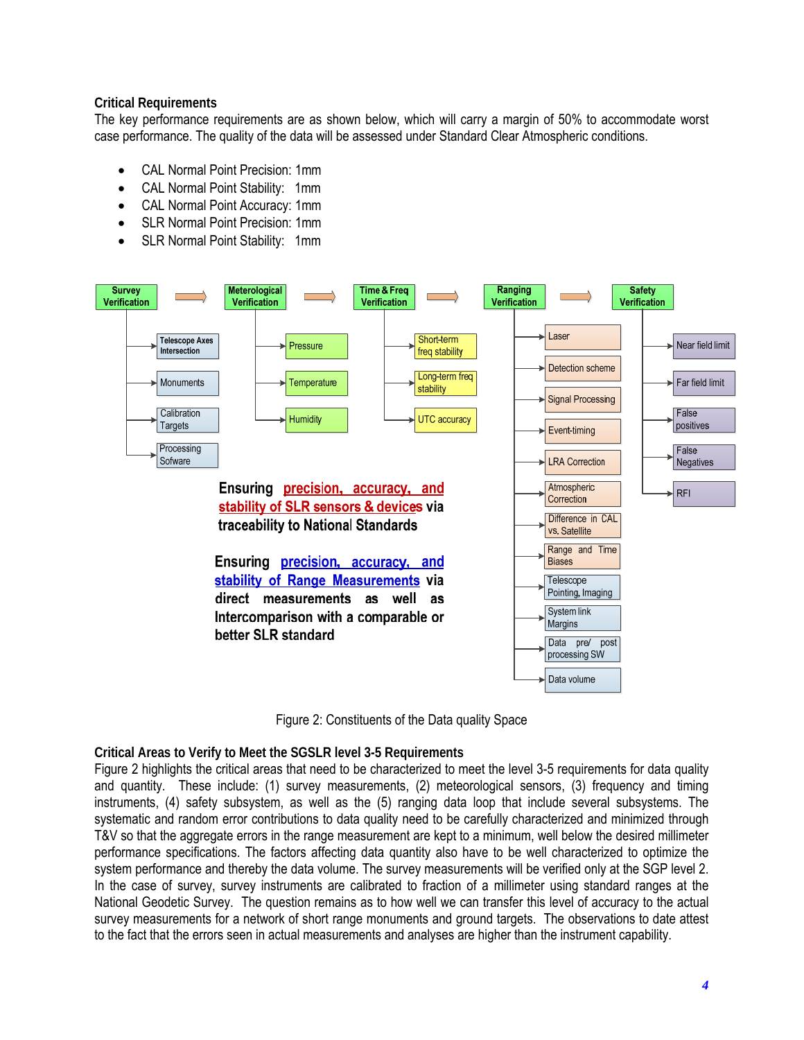**Critical Requirements**

The key performance requirements are as shown below, which will carry a margin of 50% to accommodate worst case performance. The quality of the data will be assessed under Standard Clear Atmospheric conditions.

- CAL Normal Point Precision: 1mm
- CAL Normal Point Stability: 1mm
- CAL Normal Point Accuracy: 1mm
- SLR Normal Point Precision: 1mm
- SLR Normal Point Stability: 1mm

Survey Verification → Meterological Verification → Time & Freq Verification → Ranging Verification → Safety Verification

- **Survey Verification**: Telescope Axes Intersection; Monuments; Calibration Targets; Processing Sofware
- **Meterological Verification**: Pressure; Temperature; Humidity
- **Time & Freq Verification**: Short-term freq stability; Long-term freq stability; UTC accuracy
- **Ranging Verification**: Laser; Detection scheme; Signal Processing; Event-timing; LRA Correction; Atmospheric Correction; Difference in CAL vs. Satellite; Range and Time Biases; Telescope Pointing, Imaging; System link Margins; Data pre/ post processing SW; Data volume
- **Safety Verification**: Near field limit; Far field limit; False positives; False Negatives; RFI

**Ensuring precision, accuracy, and stability of SLR sensors & devices via traceability to National Standards**

**Ensuring precision, accuracy, and stability of Range Measurements via direct measurements as well as Intercomparison with a comparable or better SLR standard**

Figure 2: Constituents of the Data quality Space

**Critical Areas to Verify to Meet the SGSLR level 3-5 Requirements**

Figure 2 highlights the critical areas that need to be characterized to meet the level 3-5 requirements for data quality and quantity. These include: (1) survey measurements, (2) meteorological sensors, (3) frequency and timing instruments, (4) safety subsystem, as well as the (5) ranging data loop that include several subsystems. The systematic and random error contributions to data quality need to be carefully characterized and minimized through T&V so that the aggregate errors in the range measurement are kept to a minimum, well below the desired millimeter performance specifications. The factors affecting data quantity also have to be well characterized to optimize the system performance and thereby the data volume. The survey measurements will be verified only at the SGP level 2. In the case of survey, survey instruments are calibrated to fraction of a millimeter using standard ranges at the National Geodetic Survey. The question remains as to how well we can transfer this level of accuracy to the actual survey measurements for a network of short range monuments and ground targets. The observations to date attest to the fact that the errors seen in actual measurements and analyses are higher than the instrument capability.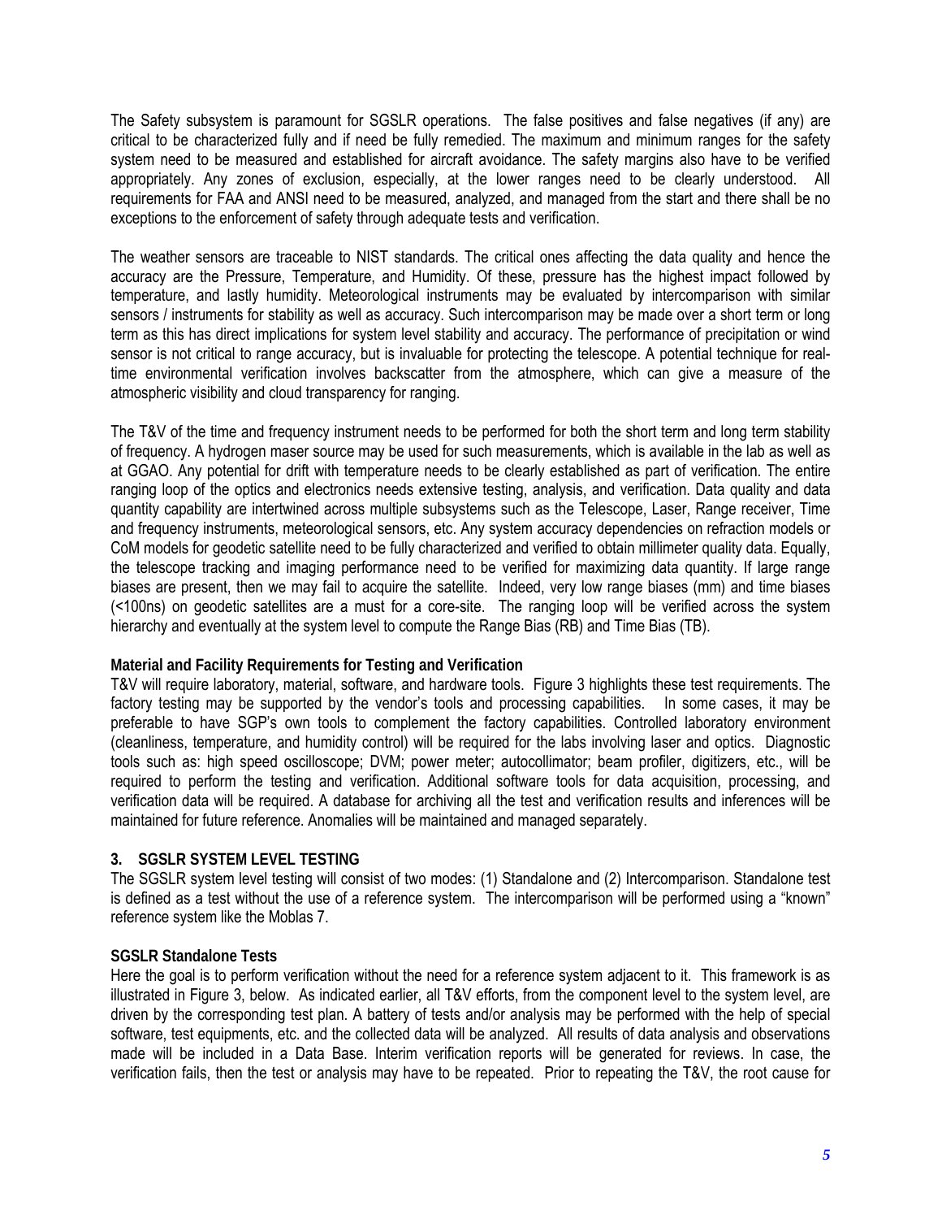The Safety subsystem is paramount for SGSLR operations. The false positives and false negatives (if any) are critical to be characterized fully and if need be fully remedied. The maximum and minimum ranges for the safety system need to be measured and established for aircraft avoidance. The safety margins also have to be verified appropriately. Any zones of exclusion, especially, at the lower ranges need to be clearly understood. All requirements for FAA and ANSI need to be measured, analyzed, and managed from the start and there shall be no exceptions to the enforcement of safety through adequate tests and verification.

The weather sensors are traceable to NIST standards. The critical ones affecting the data quality and hence the accuracy are the Pressure, Temperature, and Humidity. Of these, pressure has the highest impact followed by temperature, and lastly humidity. Meteorological instruments may be evaluated by intercomparison with similar sensors / instruments for stability as well as accuracy. Such intercomparison may be made over a short term or long term as this has direct implications for system level stability and accuracy. The performance of precipitation or wind sensor is not critical to range accuracy, but is invaluable for protecting the telescope. A potential technique for real-time environmental verification involves backscatter from the atmosphere, which can give a measure of the atmospheric visibility and cloud transparency for ranging.

The T&V of the time and frequency instrument needs to be performed for both the short term and long term stability of frequency. A hydrogen maser source may be used for such measurements, which is available in the lab as well as at GGAO. Any potential for drift with temperature needs to be clearly established as part of verification. The entire ranging loop of the optics and electronics needs extensive testing, analysis, and verification. Data quality and data quantity capability are intertwined across multiple subsystems such as the Telescope, Laser, Range receiver, Time and frequency instruments, meteorological sensors, etc. Any system accuracy dependencies on refraction models or CoM models for geodetic satellite need to be fully characterized and verified to obtain millimeter quality data. Equally, the telescope tracking and imaging performance need to be verified for maximizing data quantity. If large range biases are present, then we may fail to acquire the satellite. Indeed, very low range biases (mm) and time biases (<100ns) on geodetic satellites are a must for a core-site. The ranging loop will be verified across the system hierarchy and eventually at the system level to compute the Range Bias (RB) and Time Bias (TB).

**Material and Facility Requirements for Testing and Verification**

T&V will require laboratory, material, software, and hardware tools. Figure 3 highlights these test requirements. The factory testing may be supported by the vendor's tools and processing capabilities. In some cases, it may be preferable to have SGP's own tools to complement the factory capabilities. Controlled laboratory environment (cleanliness, temperature, and humidity control) will be required for the labs involving laser and optics. Diagnostic tools such as: high speed oscilloscope; DVM; power meter; autocollimator; beam profiler, digitizers, etc., will be required to perform the testing and verification. Additional software tools for data acquisition, processing, and verification data will be required. A database for archiving all the test and verification results and inferences will be maintained for future reference. Anomalies will be maintained and managed separately.

## 3. SGSLR SYSTEM LEVEL TESTING

The SGSLR system level testing will consist of two modes: (1) Standalone and (2) Intercomparison. Standalone test is defined as a test without the use of a reference system. The intercomparison will be performed using a "known" reference system like the Moblas 7.

**SGSLR Standalone Tests**

Here the goal is to perform verification without the need for a reference system adjacent to it. This framework is as illustrated in Figure 3, below. As indicated earlier, all T&V efforts, from the component level to the system level, are driven by the corresponding test plan. A battery of tests and/or analysis may be performed with the help of special software, test equipments, etc. and the collected data will be analyzed. All results of data analysis and observations made will be included in a Data Base. Interim verification reports will be generated for reviews. In case, the verification fails, then the test or analysis may have to be repeated. Prior to repeating the T&V, the root cause for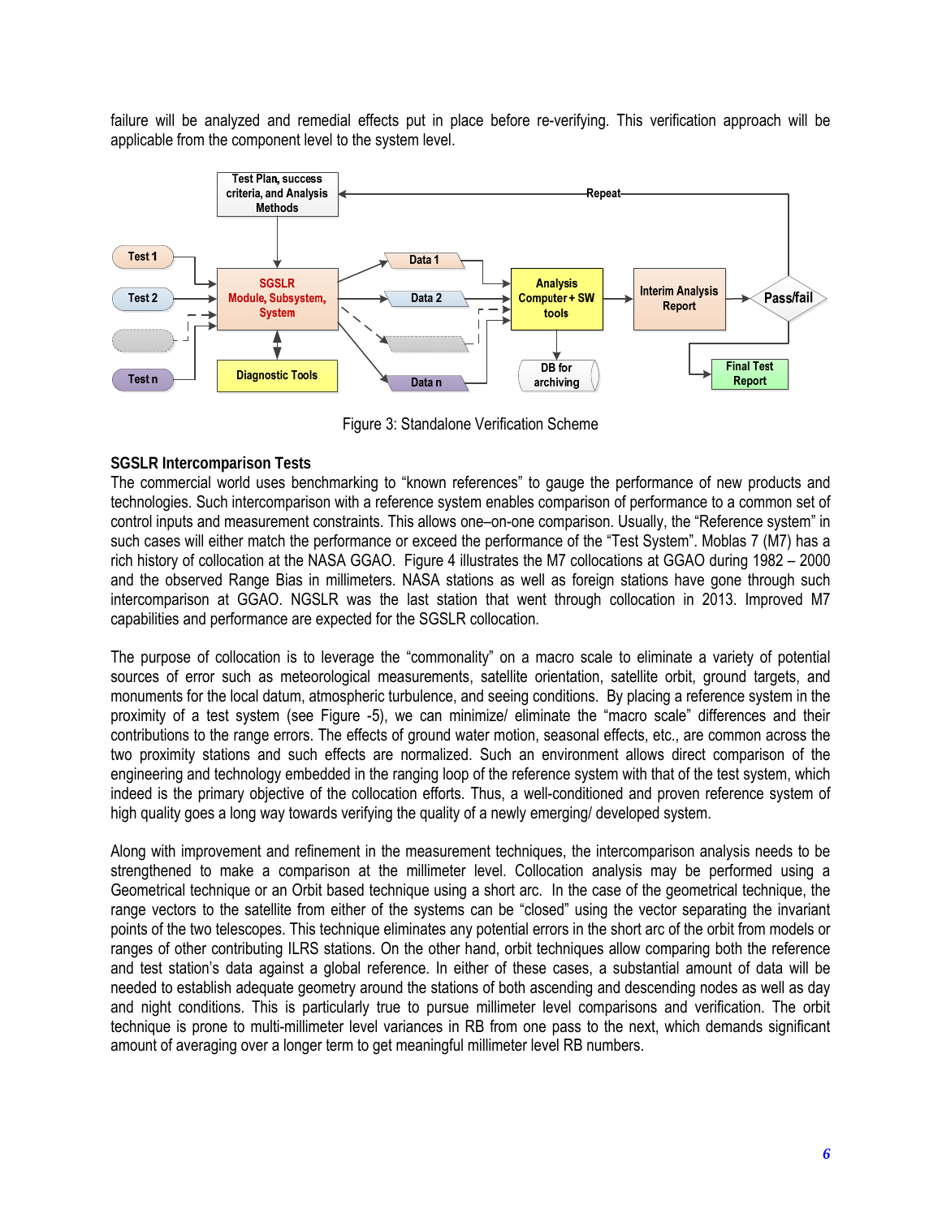failure will be analyzed and remedial effects put in place before re-verifying. This verification approach will be applicable from the component level to the system level.

Figure 3: Standalone Verification Scheme

**SGSLR Intercomparison Tests**

The commercial world uses benchmarking to "known references" to gauge the performance of new products and technologies. Such intercomparison with a reference system enables comparison of performance to a common set of control inputs and measurement constraints. This allows one–on-one comparison. Usually, the "Reference system" in such cases will either match the performance or exceed the performance of the "Test System". Moblas 7 (M7) has a rich history of collocation at the NASA GGAO. Figure 4 illustrates the M7 collocations at GGAO during 1982 – 2000 and the observed Range Bias in millimeters. NASA stations as well as foreign stations have gone through such intercomparison at GGAO. NGSLR was the last station that went through collocation in 2013. Improved M7 capabilities and performance are expected for the SGSLR collocation.

The purpose of collocation is to leverage the "commonality" on a macro scale to eliminate a variety of potential sources of error such as meteorological measurements, satellite orientation, satellite orbit, ground targets, and monuments for the local datum, atmospheric turbulence, and seeing conditions. By placing a reference system in the proximity of a test system (see Figure -5), we can minimize/ eliminate the "macro scale" differences and their contributions to the range errors. The effects of ground water motion, seasonal effects, etc., are common across the two proximity stations and such effects are normalized. Such an environment allows direct comparison of the engineering and technology embedded in the ranging loop of the reference system with that of the test system, which indeed is the primary objective of the collocation efforts. Thus, a well-conditioned and proven reference system of high quality goes a long way towards verifying the quality of a newly emerging/ developed system.

Along with improvement and refinement in the measurement techniques, the intercomparison analysis needs to be strengthened to make a comparison at the millimeter level. Collocation analysis may be performed using a Geometrical technique or an Orbit based technique using a short arc. In the case of the geometrical technique, the range vectors to the satellite from either of the systems can be "closed" using the vector separating the invariant points of the two telescopes. This technique eliminates any potential errors in the short arc of the orbit from models or ranges of other contributing ILRS stations. On the other hand, orbit techniques allow comparing both the reference and test station's data against a global reference. In either of these cases, a substantial amount of data will be needed to establish adequate geometry around the stations of both ascending and descending nodes as well as day and night conditions. This is particularly true to pursue millimeter level comparisons and verification. The orbit technique is prone to multi-millimeter level variances in RB from one pass to the next, which demands significant amount of averaging over a longer term to get meaningful millimeter level RB numbers.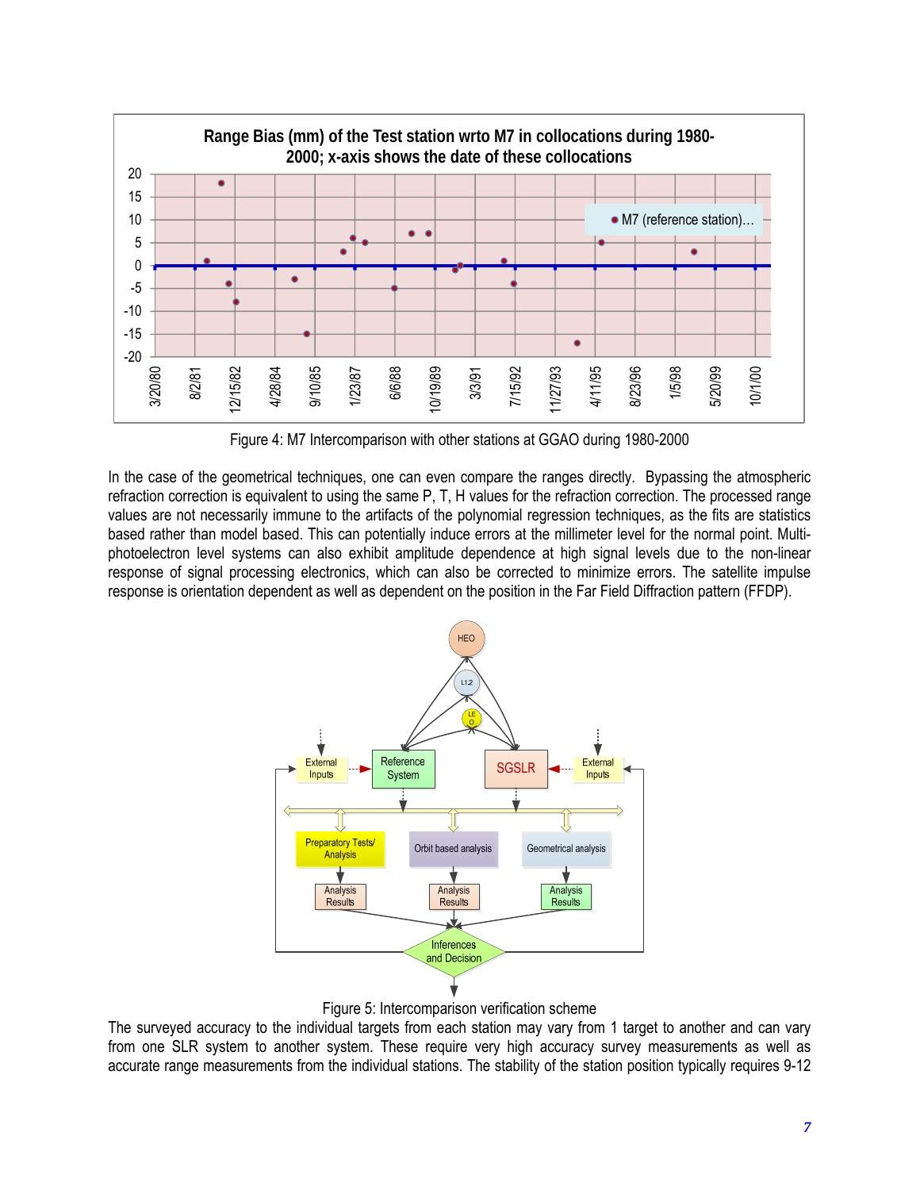Figure 4: M7 Intercomparison with other stations at GGAO during 1980-2000

In the case of the geometrical techniques, one can even compare the ranges directly. Bypassing the atmospheric refraction correction is equivalent to using the same P, T, H values for the refraction correction. The processed range values are not necessarily immune to the artifacts of the polynomial regression techniques, as the fits are statistics based rather than model based. This can potentially induce errors at the millimeter level for the normal point. Multi-photoelectron level systems can also exhibit amplitude dependence at high signal levels due to the non-linear response of signal processing electronics, which can also be corrected to minimize errors. The satellite impulse response is orientation dependent as well as dependent on the position in the Far Field Diffraction pattern (FFDP).

Figure 5: Intercomparison verification scheme

The surveyed accuracy to the individual targets from each station may vary from 1 target to another and can vary from one SLR system to another system. These require very high accuracy survey measurements as well as accurate range measurements from the individual stations. The stability of the station position typically requires 9-12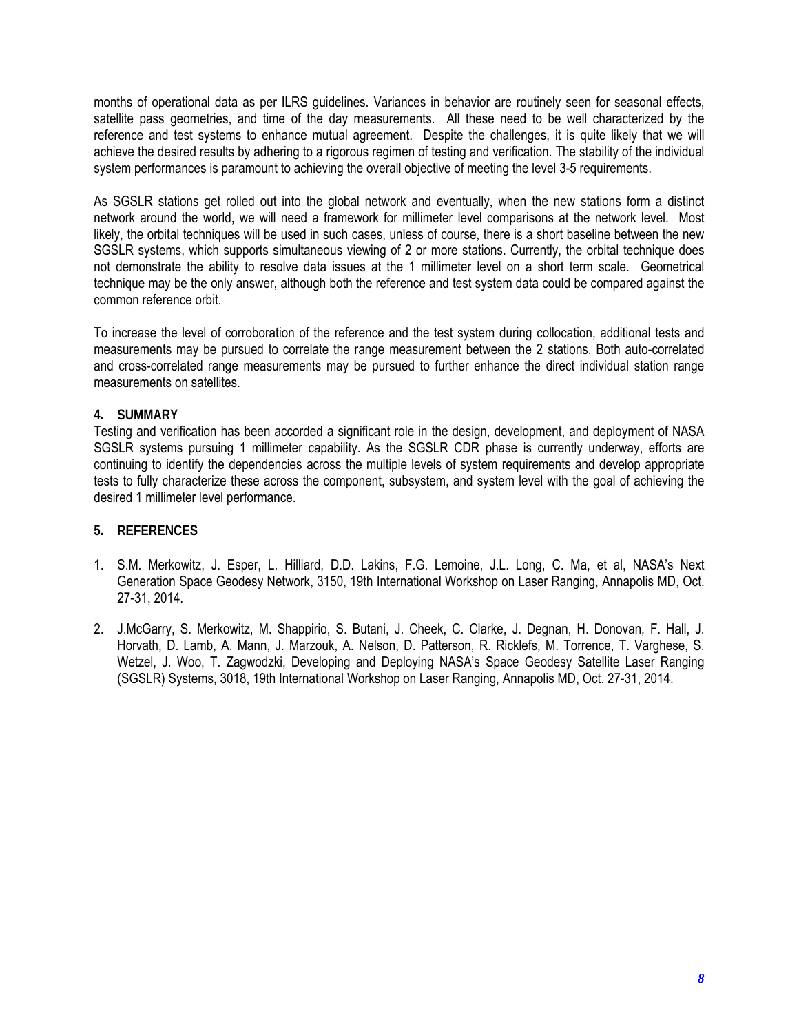months of operational data as per ILRS guidelines. Variances in behavior are routinely seen for seasonal effects, satellite pass geometries, and time of the day measurements. All these need to be well characterized by the reference and test systems to enhance mutual agreement. Despite the challenges, it is quite likely that we will achieve the desired results by adhering to a rigorous regimen of testing and verification. The stability of the individual system performances is paramount to achieving the overall objective of meeting the level 3-5 requirements.

As SGSLR stations get rolled out into the global network and eventually, when the new stations form a distinct network around the world, we will need a framework for millimeter level comparisons at the network level. Most likely, the orbital techniques will be used in such cases, unless of course, there is a short baseline between the new SGSLR systems, which supports simultaneous viewing of 2 or more stations. Currently, the orbital technique does not demonstrate the ability to resolve data issues at the 1 millimeter level on a short term scale. Geometrical technique may be the only answer, although both the reference and test system data could be compared against the common reference orbit.

To increase the level of corroboration of the reference and the test system during collocation, additional tests and measurements may be pursued to correlate the range measurement between the 2 stations. Both auto-correlated and cross-correlated range measurements may be pursued to further enhance the direct individual station range measurements on satellites.

## 4. SUMMARY

Testing and verification has been accorded a significant role in the design, development, and deployment of NASA SGSLR systems pursuing 1 millimeter capability. As the SGSLR CDR phase is currently underway, efforts are continuing to identify the dependencies across the multiple levels of system requirements and develop appropriate tests to fully characterize these across the component, subsystem, and system level with the goal of achieving the desired 1 millimeter level performance.

## 5. REFERENCES

1. S.M. Merkowitz, J. Esper, L. Hilliard, D.D. Lakins, F.G. Lemoine, J.L. Long, C. Ma, et al, NASA's Next Generation Space Geodesy Network, 3150, 19th International Workshop on Laser Ranging, Annapolis MD, Oct. 27-31, 2014.

2. J.McGarry, S. Merkowitz, M. Shappirio, S. Butani, J. Cheek, C. Clarke, J. Degnan, H. Donovan, F. Hall, J. Horvath, D. Lamb, A. Mann, J. Marzouk, A. Nelson, D. Patterson, R. Ricklefs, M. Torrence, T. Varghese, S. Wetzel, J. Woo, T. Zagwodzki, Developing and Deploying NASA's Space Geodesy Satellite Laser Ranging (SGSLR) Systems, 3018, 19th International Workshop on Laser Ranging, Annapolis MD, Oct. 27-31, 2014.